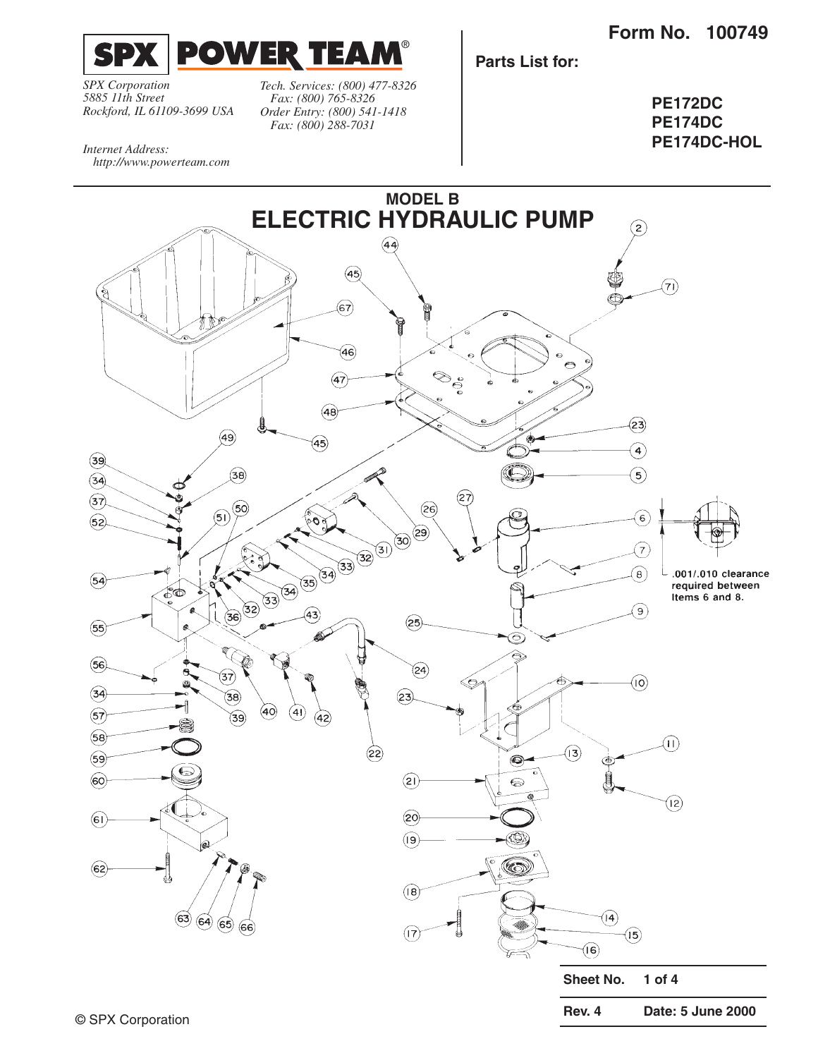**Form No. 100749**

SPX | POWER TEAM®

*SPX Corporation*
*5885 11th Street*
*Rockford, IL 61109-3699 USA*

*Tech. Services: (800) 477-8326*
*Fax: (800) 765-8326*
*Order Entry: (800) 541-1418*
*Fax: (800) 288-7031*

*Internet Address:*
*http://www.powerteam.com*

**Parts List for:**

**PE172DC**
**PE174DC**
**PE174DC-HOL**

## MODEL B
# ELECTRIC HYDRAULIC PUMP

.001/.010 clearance required between Items 6 and 8.

| Sheet No. | 1 of 4 |
|---|---|
| Rev. 4 | Date: 5 June 2000 |

© SPX Corporation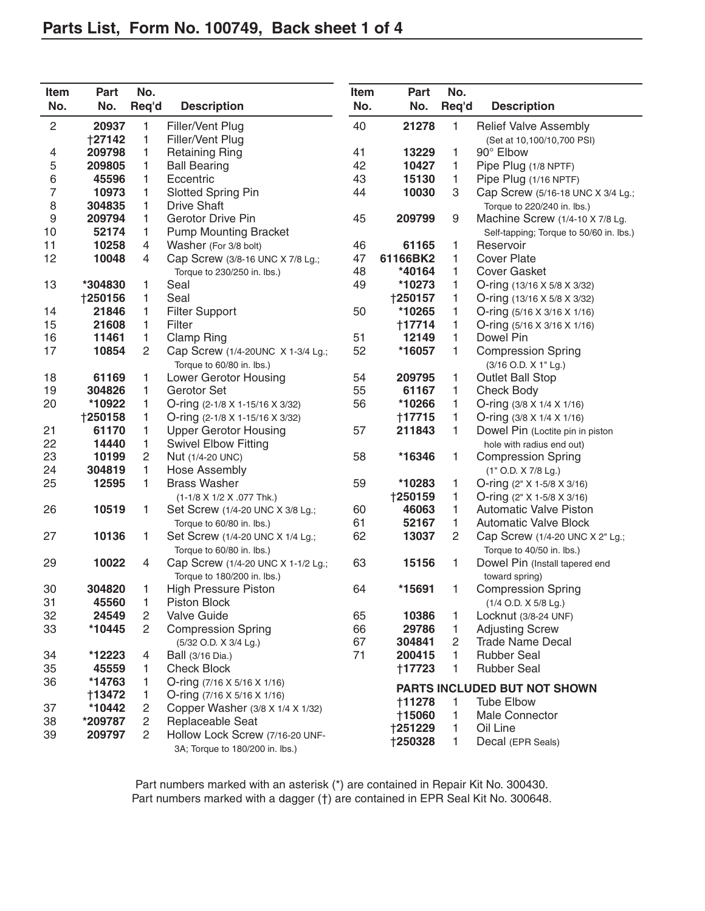## Parts List, Form No. 100749, Back sheet 1 of 4

| Item No. | Part No. | No. Req'd | Description |
|---|---|---|---|
| 2 | 20937 | 1 | Filler/Vent Plug |
| | †27142 | 1 | Filler/Vent Plug |
| 4 | 209798 | 1 | Retaining Ring |
| 5 | 209805 | 1 | Ball Bearing |
| 6 | 45596 | 1 | Eccentric |
| 7 | 10973 | 1 | Slotted Spring Pin |
| 8 | 304835 | 1 | Drive Shaft |
| 9 | 209794 | 1 | Gerotor Drive Pin |
| 10 | 52174 | 1 | Pump Mounting Bracket |
| 11 | 10258 | 4 | Washer (For 3/8 bolt) |
| 12 | 10048 | 4 | Cap Screw (3/8-16 UNC X 7/8 Lg.; Torque to 230/250 in. lbs.) |
| 13 | *304830 | 1 | Seal |
| | †250156 | 1 | Seal |
| 14 | 21846 | 1 | Filter Support |
| 15 | 21608 | 1 | Filter |
| 16 | 11461 | 1 | Clamp Ring |
| 17 | 10854 | 2 | Cap Screw (1/4-20UNC X 1-3/4 Lg.; Torque to 60/80 in. lbs.) |
| 18 | 61169 | 1 | Lower Gerotor Housing |
| 19 | 304826 | 1 | Gerotor Set |
| 20 | *10922 | 1 | O-ring (2-1/8 X 1-15/16 X 3/32) |
| | †250158 | 1 | O-ring (2-1/8 X 1-15/16 X 3/32) |
| 21 | 61170 | 1 | Upper Gerotor Housing |
| 22 | 14440 | 1 | Swivel Elbow Fitting |
| 23 | 10199 | 2 | Nut (1/4-20 UNC) |
| 24 | 304819 | 1 | Hose Assembly |
| 25 | 12595 | 1 | Brass Washer (1-1/8 X 1/2 X .077 Thk.) |
| 26 | 10519 | 1 | Set Screw (1/4-20 UNC X 3/8 Lg.; Torque to 60/80 in. lbs.) |
| 27 | 10136 | 1 | Set Screw (1/4-20 UNC X 1/4 Lg.; Torque to 60/80 in. lbs.) |
| 29 | 10022 | 4 | Cap Screw (1/4-20 UNC X 1-1/2 Lg.; Torque to 180/200 in. lbs.) |
| 30 | 304820 | 1 | High Pressure Piston |
| 31 | 45560 | 1 | Piston Block |
| 32 | 24549 | 2 | Valve Guide |
| 33 | *10445 | 2 | Compression Spring (5/32 O.D. X 3/4 Lg.) |
| 34 | *12223 | 4 | Ball (3/16 Dia.) |
| 35 | 45559 | 1 | Check Block |
| 36 | *14763 | 1 | O-ring (7/16 X 5/16 X 1/16) |
| | †13472 | 1 | O-ring (7/16 X 5/16 X 1/16) |
| 37 | *10442 | 2 | Copper Washer (3/8 X 1/4 X 1/32) |
| 38 | *209787 | 2 | Replaceable Seat |
| 39 | 209797 | 2 | Hollow Lock Screw (7/16-20 UNF-3A; Torque to 180/200 in. lbs.) |
| 40 | 21278 | 1 | Relief Valve Assembly (Set at 10,100/10,700 PSI) |
| 41 | 13229 | 1 | 90° Elbow |
| 42 | 10427 | 1 | Pipe Plug (1/8 NPTF) |
| 43 | 15130 | 1 | Pipe Plug (1/16 NPTF) |
| 44 | 10030 | 3 | Cap Screw (5/16-18 UNC X 3/4 Lg.; Torque to 220/240 in. lbs.) |
| 45 | 209799 | 9 | Machine Screw (1/4-10 X 7/8 Lg. Self-tapping; Torque to 50/60 in. lbs.) |
| 46 | 61165 | 1 | Reservoir |
| 47 | 61166BK2 | 1 | Cover Plate |
| 48 | *40164 | 1 | Cover Gasket |
| 49 | *10273 | 1 | O-ring (13/16 X 5/8 X 3/32) |
| | †250157 | 1 | O-ring (13/16 X 5/8 X 3/32) |
| 50 | *10265 | 1 | O-ring (5/16 X 3/16 X 1/16) |
| | †17714 | 1 | O-ring (5/16 X 3/16 X 1/16) |
| 51 | 12149 | 1 | Dowel Pin |
| 52 | *16057 | 1 | Compression Spring (3/16 O.D. X 1" Lg.) |
| 54 | 209795 | 1 | Outlet Ball Stop |
| 55 | 61167 | 1 | Check Body |
| 56 | *10266 | 1 | O-ring (3/8 X 1/4 X 1/16) |
| | †17715 | 1 | O-ring (3/8 X 1/4 X 1/16) |
| 57 | 211843 | 1 | Dowel Pin (Loctite pin in piston hole with radius end out) |
| 58 | *16346 | 1 | Compression Spring (1" O.D. X 7/8 Lg.) |
| 59 | *10283 | 1 | O-ring (2" X 1-5/8 X 3/16) |
| | †250159 | 1 | O-ring (2" X 1-5/8 X 3/16) |
| 60 | 46063 | 1 | Automatic Valve Piston |
| 61 | 52167 | 1 | Automatic Valve Block |
| 62 | 13037 | 2 | Cap Screw (1/4-20 UNC X 2" Lg.; Torque to 40/50 in. lbs.) |
| 63 | 15156 | 1 | Dowel Pin (Install tapered end toward spring) |
| 64 | *15691 | 1 | Compression Spring (1/4 O.D. X 5/8 Lg.) |
| 65 | 10386 | 1 | Locknut (3/8-24 UNF) |
| 66 | 29786 | 1 | Adjusting Screw |
| 67 | 304841 | 2 | Trade Name Decal |
| 71 | 200415 | 1 | Rubber Seal |
| | †17723 | 1 | Rubber Seal |

**PARTS INCLUDED BUT NOT SHOWN**

| Part No. | No. Req'd | Description |
|---|---|---|
| †11278 | 1 | Tube Elbow |
| †15060 | 1 | Male Connector |
| †251229 | 1 | Oil Line |
| †250328 | 1 | Decal (EPR Seals) |

Part numbers marked with an asterisk (*) are contained in Repair Kit No. 300430.
Part numbers marked with a dagger (†) are contained in EPR Seal Kit No. 300648.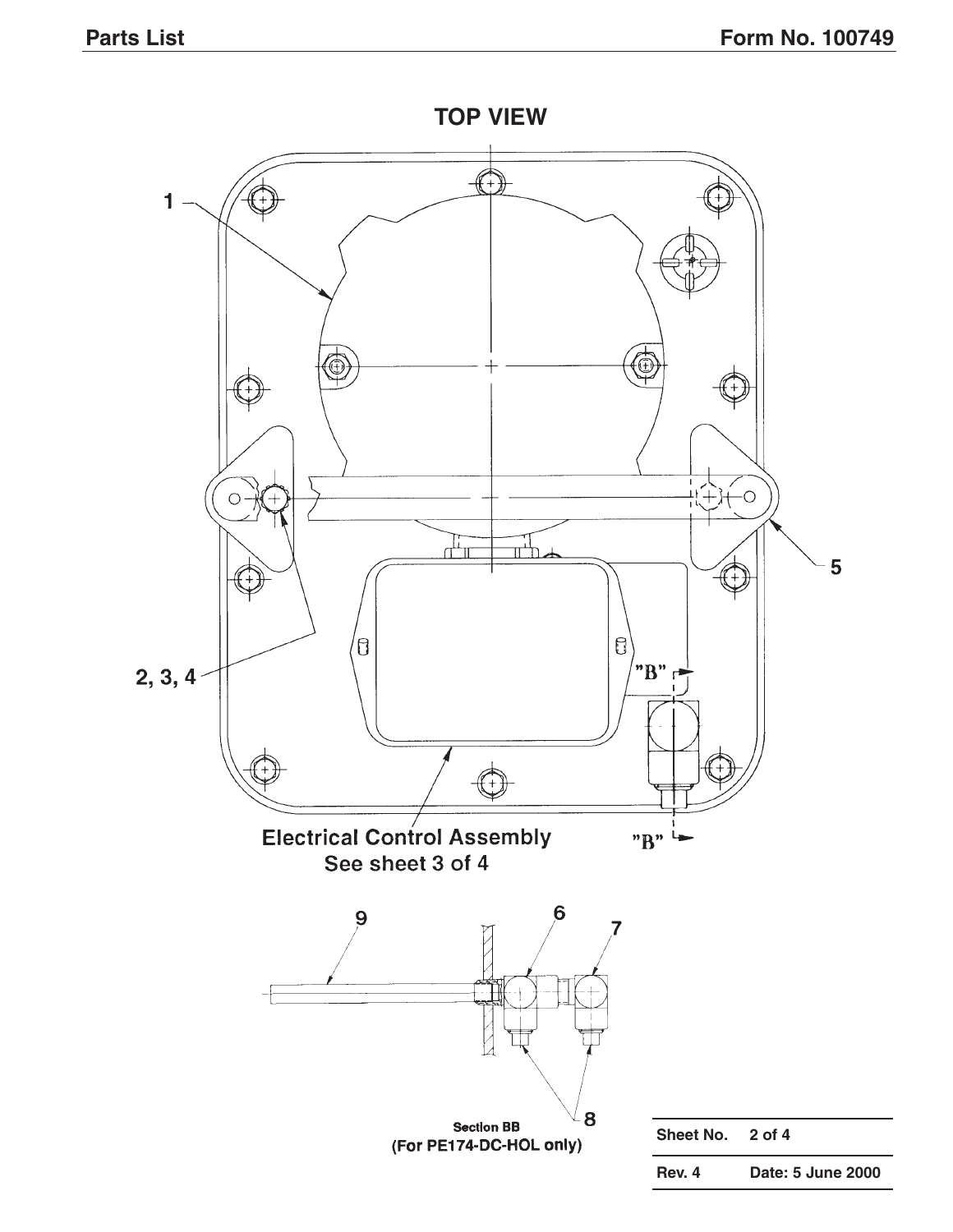## TOP VIEW

1

2, 3, 4

5

"B"

"B"

Electrical Control Assembly
See sheet 3 of 4

9

6

7

8

Section BB
(For PE174-DC-HOL only)

| Sheet No. | 2 of 4 |
| --- | --- |
| Rev. 4 | Date: 5 June 2000 |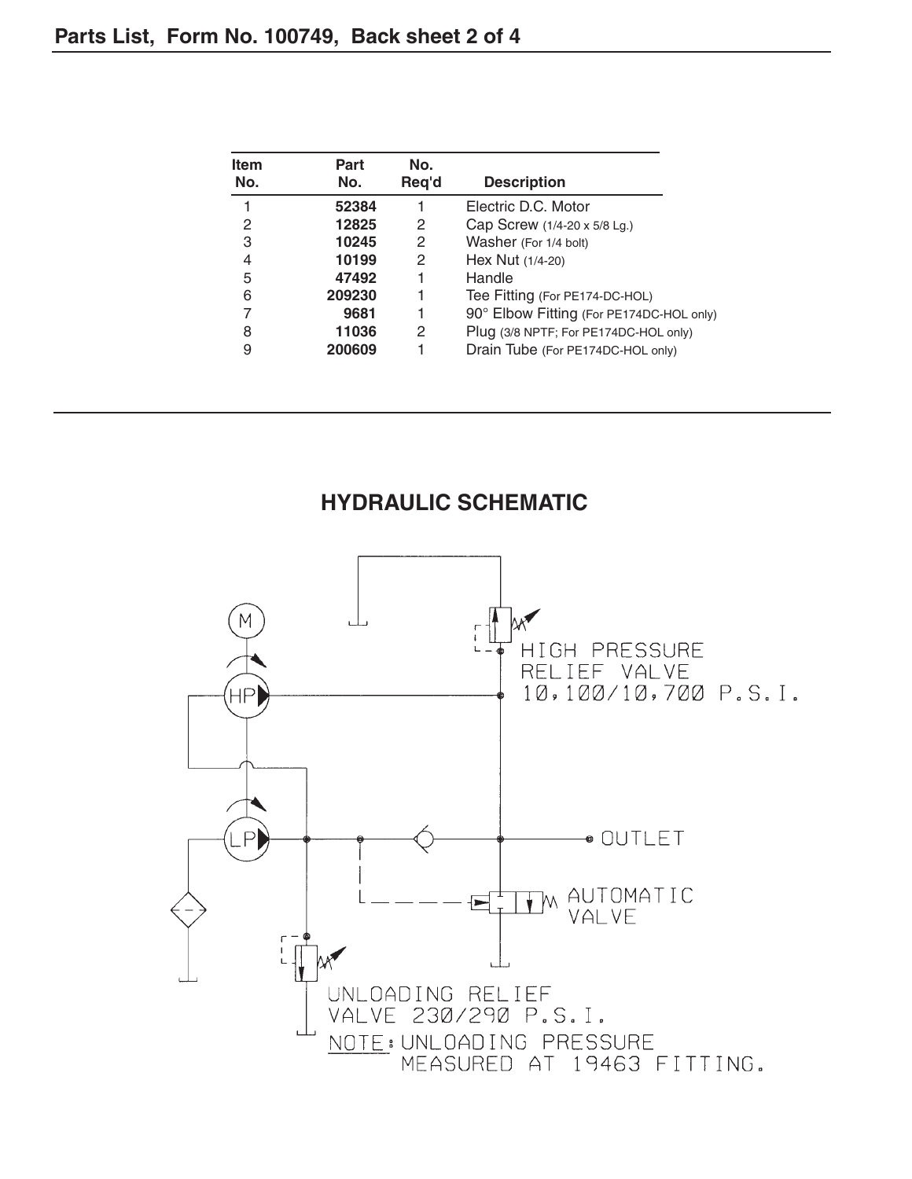## Parts List, Form No. 100749, Back sheet 2 of 4

| Item No. | Part No. | No. Req'd | Description |
|---|---|---|---|
| 1 | **52384** | 1 | Electric D.C. Motor |
| 2 | **12825** | 2 | Cap Screw (1/4-20 x 5/8 Lg.) |
| 3 | **10245** | 2 | Washer (For 1/4 bolt) |
| 4 | **10199** | 2 | Hex Nut (1/4-20) |
| 5 | **47492** | 1 | Handle |
| 6 | **209230** | 1 | Tee Fitting (For PE174-DC-HOL) |
| 7 | **9681** | 1 | 90° Elbow Fitting (For PE174DC-HOL only) |
| 8 | **11036** | 2 | Plug (3/8 NPTF; For PE174DC-HOL only) |
| 9 | **200609** | 1 | Drain Tube (For PE174DC-HOL only) |

## HYDRAULIC SCHEMATIC

M

HP

LP

HIGH PRESSURE RELIEF VALVE 10,100/10,700 P.S.I.

OUTLET

AUTOMATIC VALVE

UNLOADING RELIEF VALVE 230/290 P.S.I.

NOTE: UNLOADING PRESSURE MEASURED AT 19463 FITTING.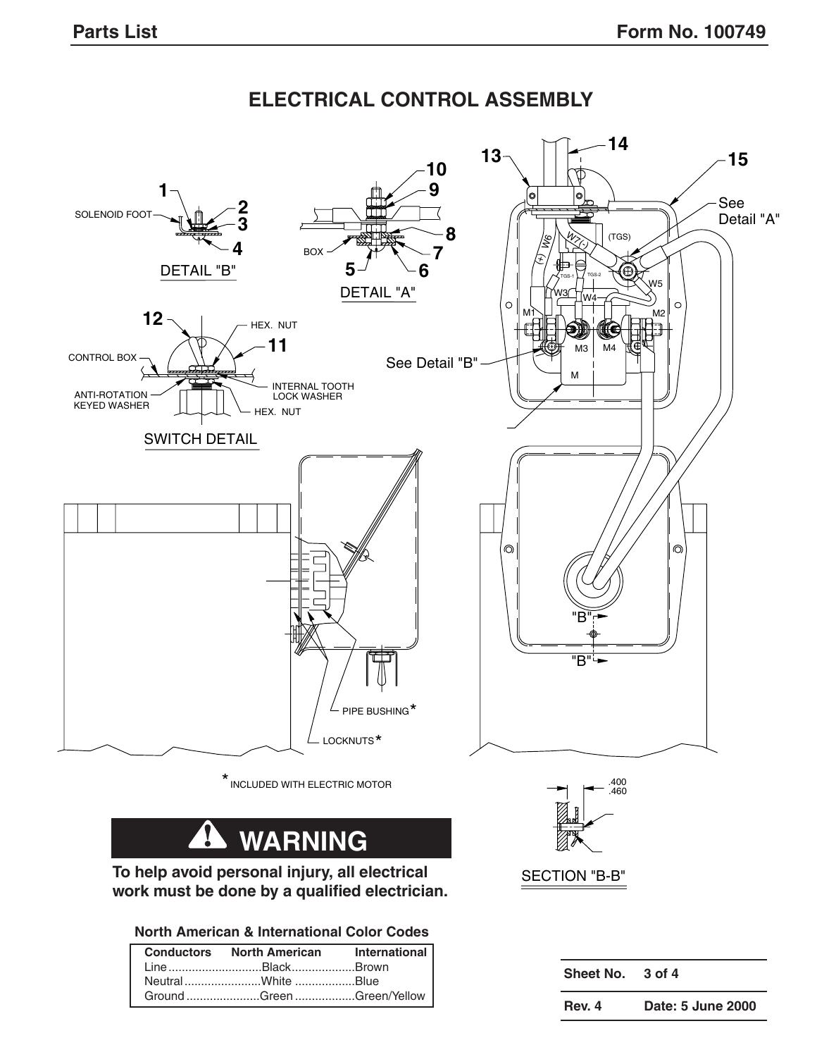# ELECTRICAL CONTROL ASSEMBLY

DETAIL "B"

SOLENOID FOOT

DETAIL "A"

BOX

SWITCH DETAIL

CONTROL BOX

HEX. NUT

INTERNAL TOOTH LOCK WASHER

ANTI-ROTATION KEYED WASHER

See Detail "A"

See Detail "B"

PIPE BUSHING*

LOCKNUTS*

\* INCLUDED WITH ELECTRIC MOTOR

SECTION "B-B"

## ⚠ WARNING

**To help avoid personal injury, all electrical work must be done by a qualified electrician.**

**North American & International Color Codes**

| Conductors | North American | International |
|---|---|---|
| Line | Black | Brown |
| Neutral | White | Blue |
| Ground | Green | Green/Yellow |

| | |
|---|---|
| **Sheet No.** | **3 of 4** |
| **Rev. 4** | **Date: 5 June 2000** |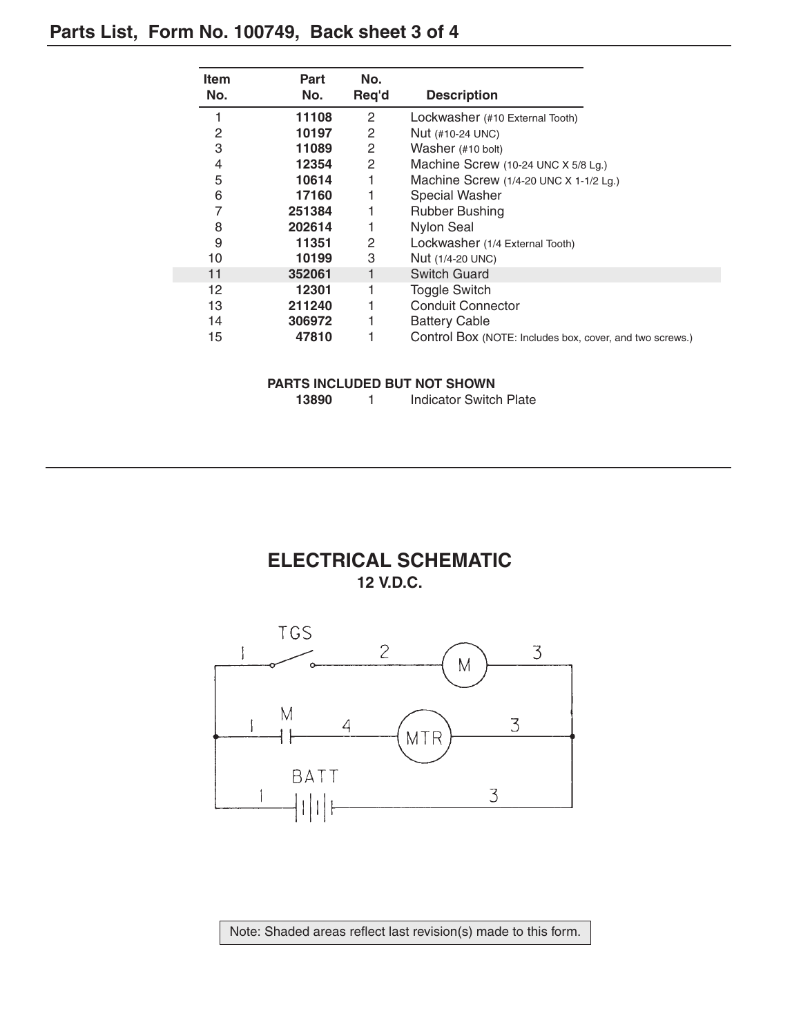## Parts List, Form No. 100749, Back sheet 3 of 4

| Item No. | Part No. | No. Req'd | Description |
|---|---|---|---|
| 1 | 11108 | 2 | Lockwasher (#10 External Tooth) |
| 2 | 10197 | 2 | Nut (#10-24 UNC) |
| 3 | 11089 | 2 | Washer (#10 bolt) |
| 4 | 12354 | 2 | Machine Screw (10-24 UNC X 5/8 Lg.) |
| 5 | 10614 | 1 | Machine Screw (1/4-20 UNC X 1-1/2 Lg.) |
| 6 | 17160 | 1 | Special Washer |
| 7 | 251384 | 1 | Rubber Bushing |
| 8 | 202614 | 1 | Nylon Seal |
| 9 | 11351 | 2 | Lockwasher (1/4 External Tooth) |
| 10 | 10199 | 3 | Nut (1/4-20 UNC) |
| 11 | 352061 | 1 | Switch Guard |
| 12 | 12301 | 1 | Toggle Switch |
| 13 | 211240 | 1 | Conduit Connector |
| 14 | 306972 | 1 | Battery Cable |
| 15 | 47810 | 1 | Control Box (NOTE: Includes box, cover, and two screws.) |

**PARTS INCLUDED BUT NOT SHOWN**

| Part No. | No. Req'd | Description |
|---|---|---|
| 13890 | 1 | Indicator Switch Plate |

## ELECTRICAL SCHEMATIC
**12 V.D.C.**

TGS 1 2 M 3

1 M 4 MTR 3

BATT 1 3

Note: Shaded areas reflect last revision(s) made to this form.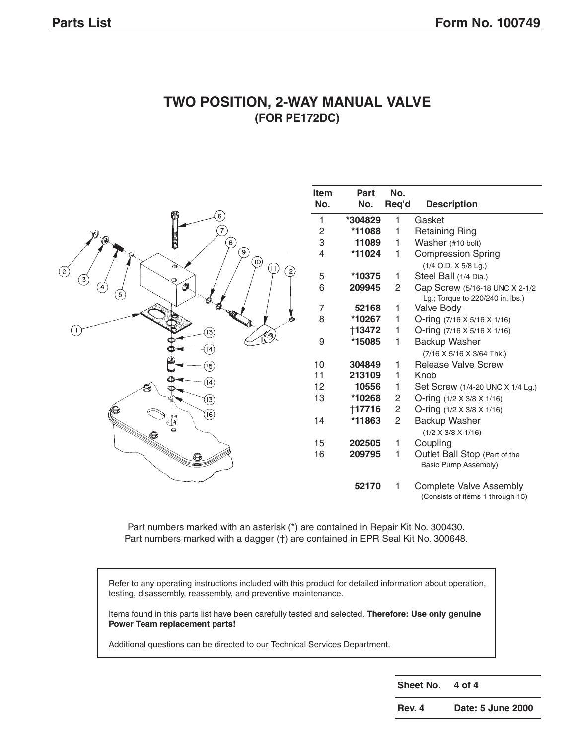# TWO POSITION, 2-WAY MANUAL VALVE
## (FOR PE172DC)

| Item No. | Part No. | No. Req'd | Description |
|---|---|---|---|
| 1 | *304829 | 1 | Gasket |
| 2 | *11088 | 1 | Retaining Ring |
| 3 | 11089 | 1 | Washer (#10 bolt) |
| 4 | *11024 | 1 | Compression Spring (1/4 O.D. X 5/8 Lg.) |
| 5 | *10375 | 1 | Steel Ball (1/4 Dia.) |
| 6 | 209945 | 2 | Cap Screw (5/16-18 UNC X 2-1/2 Lg.; Torque to 220/240 in. lbs.) |
| 7 | 52168 | 1 | Valve Body |
| 8 | *10267 | 1 | O-ring (7/16 X 5/16 X 1/16) |
| | †13472 | 1 | O-ring (7/16 X 5/16 X 1/16) |
| 9 | *15085 | 1 | Backup Washer (7/16 X 5/16 X 3/64 Thk.) |
| 10 | 304849 | 1 | Release Valve Screw |
| 11 | 213109 | 1 | Knob |
| 12 | 10556 | 1 | Set Screw (1/4-20 UNC X 1/4 Lg.) |
| 13 | *10268 | 2 | O-ring (1/2 X 3/8 X 1/16) |
| | †17716 | 2 | O-ring (1/2 X 3/8 X 1/16) |
| 14 | *11863 | 2 | Backup Washer (1/2 X 3/8 X 1/16) |
| 15 | 202505 | 1 | Coupling |
| 16 | 209795 | 1 | Outlet Ball Stop (Part of the Basic Pump Assembly) |
| | 52170 | 1 | Complete Valve Assembly (Consists of items 1 through 15) |

Part numbers marked with an asterisk (*) are contained in Repair Kit No. 300430.
Part numbers marked with a dagger (†) are contained in EPR Seal Kit No. 300648.

Refer to any operating instructions included with this product for detailed information about operation, testing, disassembly, reassembly, and preventive maintenance.

Items found in this parts list have been carefully tested and selected. **Therefore: Use only genuine Power Team replacement parts!**

Additional questions can be directed to our Technical Services Department.

| Sheet No. | 4 of 4 |
|---|---|
| Rev. 4 | Date: 5 June 2000 |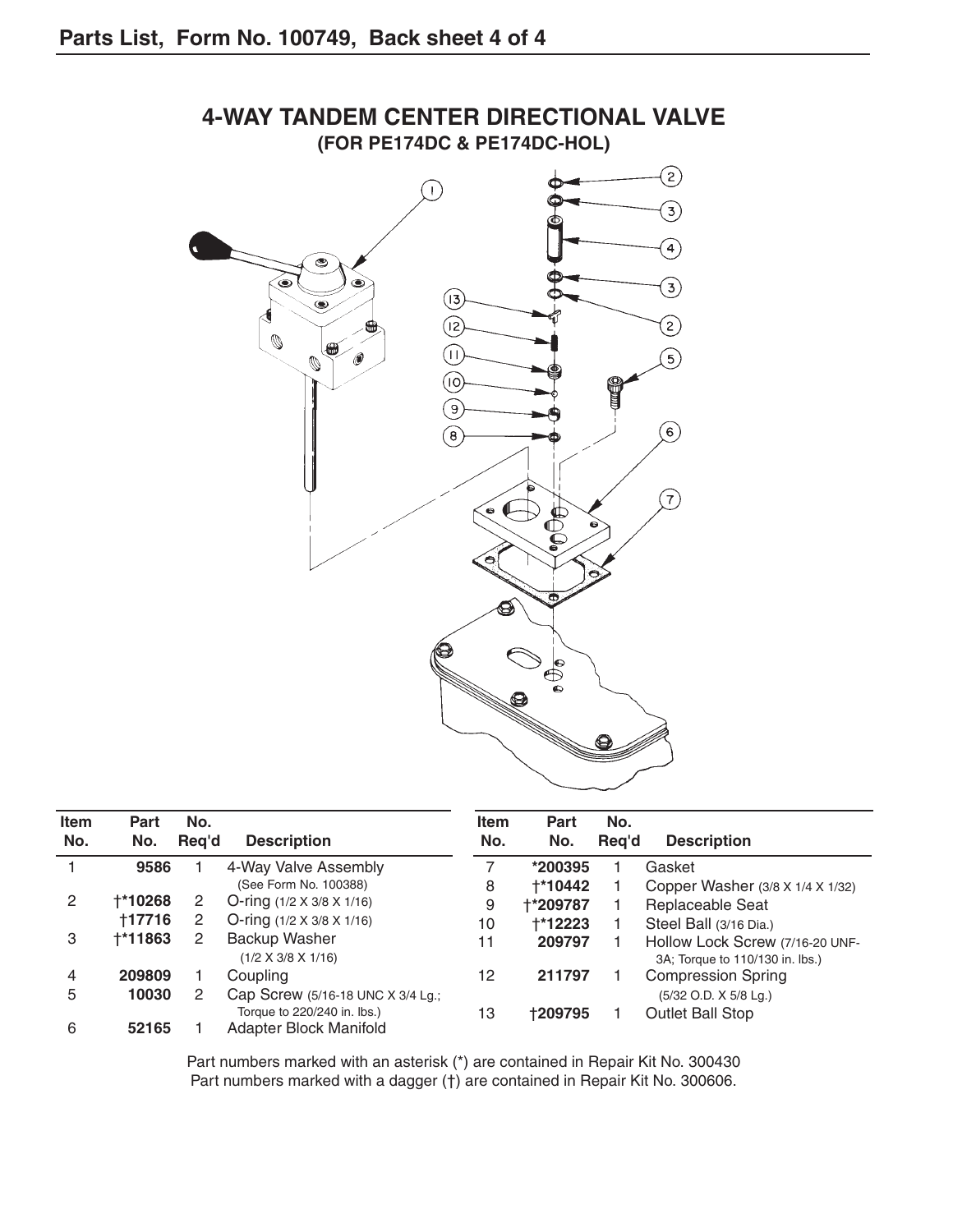## 4-WAY TANDEM CENTER DIRECTIONAL VALVE

**(FOR PE174DC & PE174DC-HOL)**

| Item No. | Part No. | No. Req'd | Description |
|---|---|---|---|
| 1 | 9586 | 1 | 4-Way Valve Assembly (See Form No. 100388) |
| 2 | †*10268 | 2 | O-ring (1/2 X 3/8 X 1/16) |
| | †17716 | 2 | O-ring (1/2 X 3/8 X 1/16) |
| 3 | †*11863 | 2 | Backup Washer (1/2 X 3/8 X 1/16) |
| 4 | 209809 | 1 | Coupling |
| 5 | 10030 | 2 | Cap Screw (5/16-18 UNC X 3/4 Lg.; Torque to 220/240 in. lbs.) |
| 6 | 52165 | 1 | Adapter Block Manifold |
| 7 | *200395 | 1 | Gasket |
| 8 | †*10442 | 1 | Copper Washer (3/8 X 1/4 X 1/32) |
| 9 | †*209787 | 1 | Replaceable Seat |
| 10 | †*12223 | 1 | Steel Ball (3/16 Dia.) |
| 11 | 209797 | 1 | Hollow Lock Screw (7/16-20 UNF-3A; Torque to 110/130 in. lbs.) |
| 12 | 211797 | 1 | Compression Spring (5/32 O.D. X 5/8 Lg.) |
| 13 | †209795 | 1 | Outlet Ball Stop |

Part numbers marked with an asterisk (*) are contained in Repair Kit No. 300430
Part numbers marked with a dagger (†) are contained in Repair Kit No. 300606.